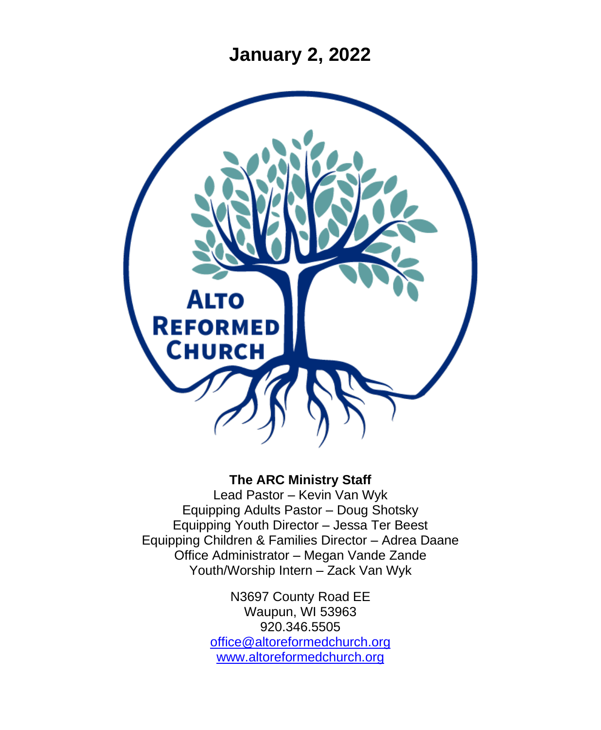# January 2, 2022

ALTO REFORMED CHURCH

**The ARC Ministry Staff**

Lead Pastor – Kevin Van Wyk
Equipping Adults Pastor – Doug Shotsky
Equipping Youth Director – Jessa Ter Beest
Equipping Children & Families Director – Adrea Daane
Office Administrator – Megan Vande Zande
Youth/Worship Intern – Zack Van Wyk

N3697 County Road EE
Waupun, WI 53963
920.346.5505
office@altoreformedchurch.org
www.altoreformedchurch.org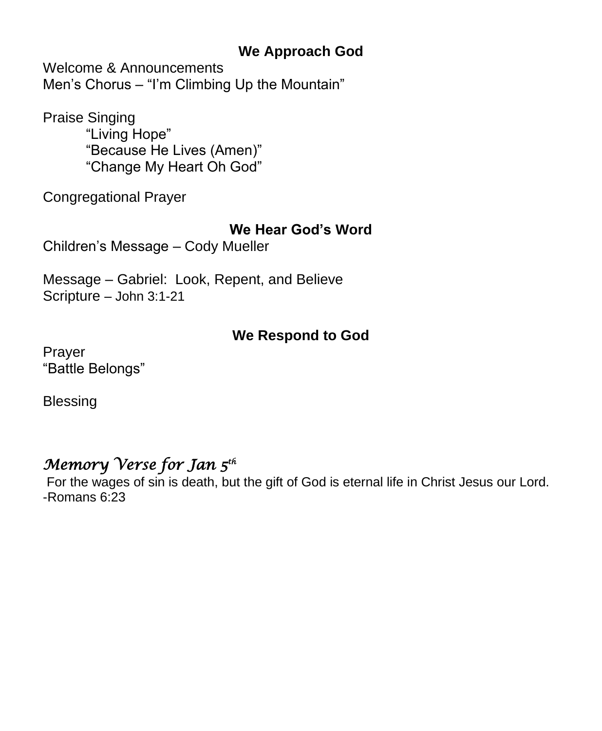## We Approach God

Welcome & Announcements
Men’s Chorus – “I’m Climbing Up the Mountain”

Praise Singing
 “Living Hope”
 “Because He Lives (Amen)”
 “Change My Heart Oh God”

Congregational Prayer

## We Hear God’s Word

Children’s Message – Cody Mueller

Message – Gabriel: Look, Repent, and Believe
Scripture – John 3:1-21

## We Respond to God

Prayer
“Battle Belongs”

Blessing

### *Memory Verse for Jan 5th*

For the wages of sin is death, but the gift of God is eternal life in Christ Jesus our Lord.
-Romans 6:23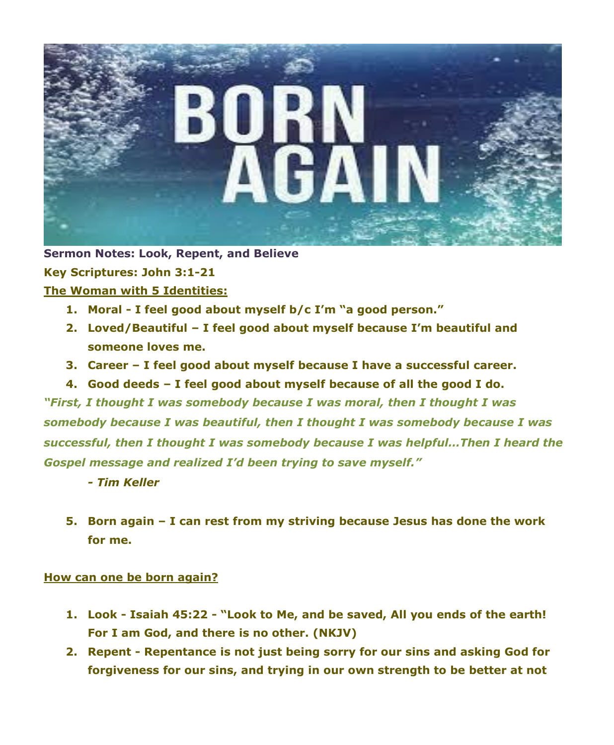**Sermon Notes: Look, Repent, and Believe**

**Key Scriptures: John 3:1-21**

**The Woman with 5 Identities:**

1. **Moral - I feel good about myself b/c I'm "a good person."**
2. **Loved/Beautiful – I feel good about myself because I'm beautiful and someone loves me.**
3. **Career – I feel good about myself because I have a successful career.**
4. **Good deeds – I feel good about myself because of all the good I do.**

***"First, I thought I was somebody because I was moral, then I thought I was somebody because I was beautiful, then I thought I was somebody because I was successful, then I thought I was somebody because I was helpful…Then I heard the Gospel message and realized I'd been trying to save myself."***

***- Tim Keller***

5. **Born again – I can rest from my striving because Jesus has done the work for me.**

**How can one be born again?**

1. **Look - Isaiah 45:22 - "Look to Me, and be saved, All you ends of the earth! For I am God, and there is no other. (NKJV)**
2. **Repent - Repentance is not just being sorry for our sins and asking God for forgiveness for our sins, and trying in our own strength to be better at not**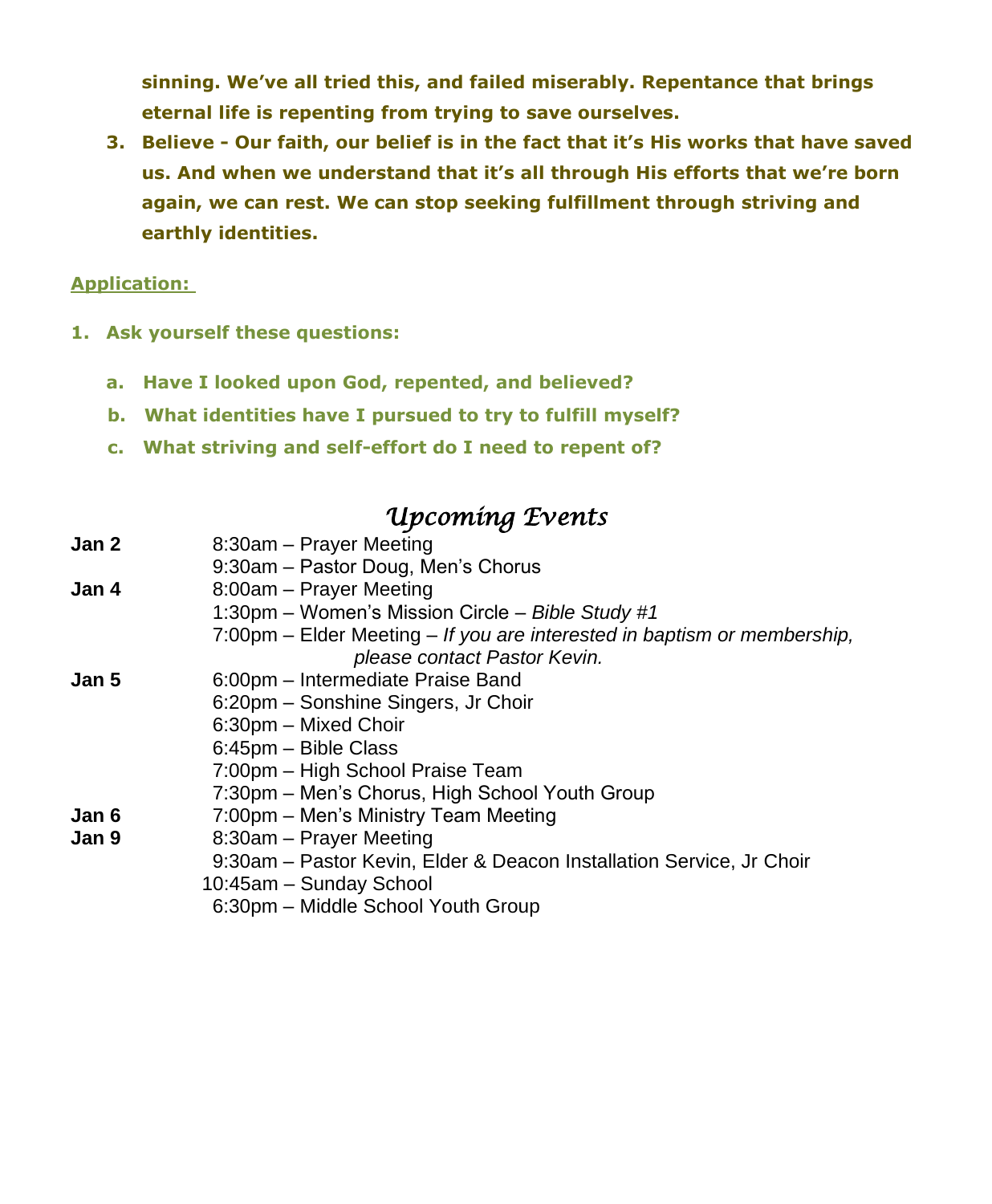**sinning. We've all tried this, and failed miserably. Repentance that brings eternal life is repenting from trying to save ourselves.**

3. **Believe - Our faith, our belief is in the fact that it's His works that have saved us. And when we understand that it's all through His efforts that we're born again, we can rest. We can stop seeking fulfillment through striving and earthly identities.**

**Application:**

1. **Ask yourself these questions:**
   a. **Have I looked upon God, repented, and believed?**
   b. **What identities have I pursued to try to fulfill myself?**
   c. **What striving and self-effort do I need to repent of?**

## *Upcoming Events*

**Jan 2**
- 8:30am – Prayer Meeting
- 9:30am – Pastor Doug, Men's Chorus

**Jan 4**
- 8:00am – Prayer Meeting
- 1:30pm – Women's Mission Circle – *Bible Study #1*
- 7:00pm – Elder Meeting – *If you are interested in baptism or membership, please contact Pastor Kevin.*

**Jan 5**
- 6:00pm – Intermediate Praise Band
- 6:20pm – Sonshine Singers, Jr Choir
- 6:30pm – Mixed Choir
- 6:45pm – Bible Class
- 7:00pm – High School Praise Team
- 7:30pm – Men's Chorus, High School Youth Group

**Jan 6**
- 7:00pm – Men's Ministry Team Meeting

**Jan 9**
- 8:30am – Prayer Meeting
- 9:30am – Pastor Kevin, Elder & Deacon Installation Service, Jr Choir
- 10:45am – Sunday School
- 6:30pm – Middle School Youth Group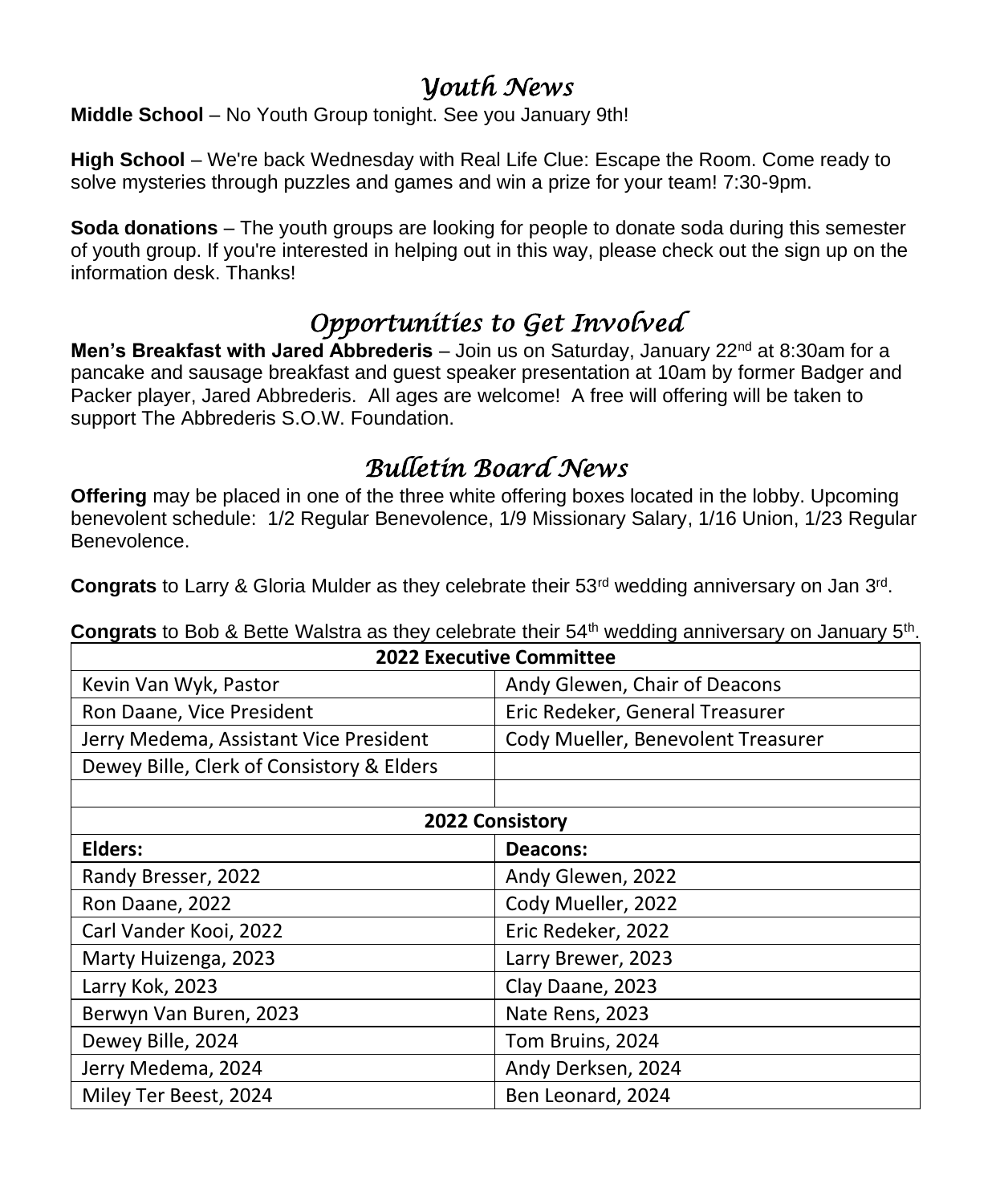## *Youth News*

**Middle School** – No Youth Group tonight. See you January 9th!

**High School** – We're back Wednesday with Real Life Clue: Escape the Room. Come ready to solve mysteries through puzzles and games and win a prize for your team! 7:30-9pm.

**Soda donations** – The youth groups are looking for people to donate soda during this semester of youth group. If you're interested in helping out in this way, please check out the sign up on the information desk. Thanks!

## *Opportunities to Get Involved*

**Men's Breakfast with Jared Abbrederis** – Join us on Saturday, January 22nd at 8:30am for a pancake and sausage breakfast and guest speaker presentation at 10am by former Badger and Packer player, Jared Abbrederis. All ages are welcome! A free will offering will be taken to support The Abbrederis S.O.W. Foundation.

## *Bulletin Board News*

**Offering** may be placed in one of the three white offering boxes located in the lobby. Upcoming benevolent schedule: 1/2 Regular Benevolence, 1/9 Missionary Salary, 1/16 Union, 1/23 Regular Benevolence.

**Congrats** to Larry & Gloria Mulder as they celebrate their 53rd wedding anniversary on Jan 3rd.

**Congrats** to Bob & Bette Walstra as they celebrate their 54th wedding anniversary on January 5th.

| **2022 Executive Committee** | |
|---|---|
| Kevin Van Wyk, Pastor | Andy Glewen, Chair of Deacons |
| Ron Daane, Vice President | Eric Redeker, General Treasurer |
| Jerry Medema, Assistant Vice President | Cody Mueller, Benevolent Treasurer |
| Dewey Bille, Clerk of Consistory & Elders | |
| | |
| **2022 Consistory** | |
| **Elders:** | **Deacons:** |
| Randy Bresser, 2022 | Andy Glewen, 2022 |
| Ron Daane, 2022 | Cody Mueller, 2022 |
| Carl Vander Kooi, 2022 | Eric Redeker, 2022 |
| Marty Huizenga, 2023 | Larry Brewer, 2023 |
| Larry Kok, 2023 | Clay Daane, 2023 |
| Berwyn Van Buren, 2023 | Nate Rens, 2023 |
| Dewey Bille, 2024 | Tom Bruins, 2024 |
| Jerry Medema, 2024 | Andy Derksen, 2024 |
| Miley Ter Beest, 2024 | Ben Leonard, 2024 |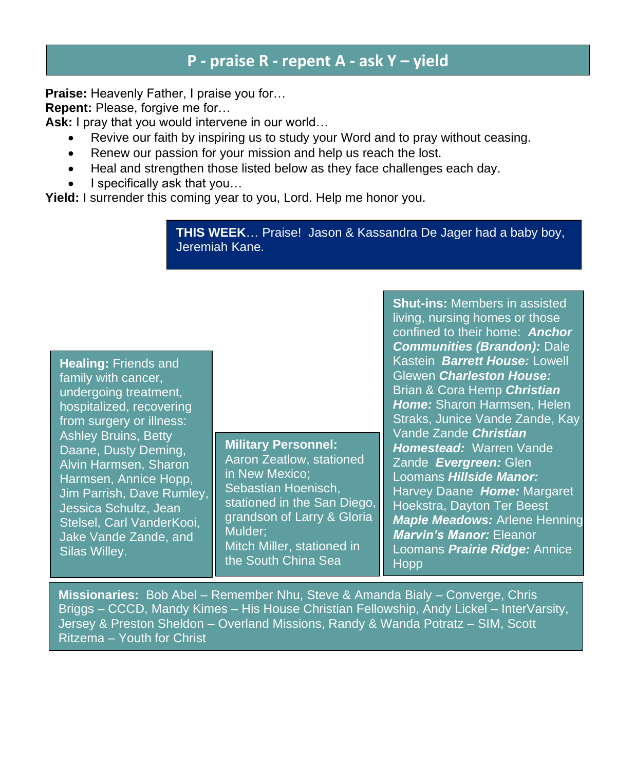## P - praise R - repent A - ask Y – yield

**Praise:** Heavenly Father, I praise you for…
**Repent:** Please, forgive me for…
**Ask:** I pray that you would intervene in our world…

- Revive our faith by inspiring us to study your Word and to pray without ceasing.
- Renew our passion for your mission and help us reach the lost.
- Heal and strengthen those listed below as they face challenges each day.
- I specifically ask that you…

**Yield:** I surrender this coming year to you, Lord. Help me honor you.

**THIS WEEK**… Praise! Jason & Kassandra De Jager had a baby boy, Jeremiah Kane.

**Healing:** Friends and family with cancer, undergoing treatment, hospitalized, recovering from surgery or illness: Ashley Bruins, Betty Daane, Dusty Deming, Alvin Harmsen, Sharon Harmsen, Annice Hopp, Jim Parrish, Dave Rumley, Jessica Schultz, Jean Stelsel, Carl VanderKooi, Jake Vande Zande, and Silas Willey.

**Military Personnel:** Aaron Zeatlow, stationed in New Mexico; Sebastian Hoenisch, stationed in the San Diego, grandson of Larry & Gloria Mulder; Mitch Miller, stationed in the South China Sea

**Shut-ins:** Members in assisted living, nursing homes or those confined to their home: ***Anchor Communities (Brandon):*** Dale Kastein ***Barrett House:*** Lowell Glewen ***Charleston House:*** Brian & Cora Hemp ***Christian Home:*** Sharon Harmsen, Helen Straks, Junice Vande Zande, Kay Vande Zande ***Christian Homestead:*** Warren Vande Zande ***Evergreen:*** Glen Loomans ***Hillside Manor:*** Harvey Daane ***Home:*** Margaret Hoekstra, Dayton Ter Beest ***Maple Meadows:*** Arlene Henning ***Marvin's Manor:*** Eleanor Loomans ***Prairie Ridge:*** Annice Hopp

**Missionaries:** Bob Abel – Remember Nhu, Steve & Amanda Bialy – Converge, Chris Briggs – CCCD, Mandy Kimes – His House Christian Fellowship, Andy Lickel – InterVarsity, Jersey & Preston Sheldon – Overland Missions, Randy & Wanda Potratz – SIM, Scott Ritzema – Youth for Christ